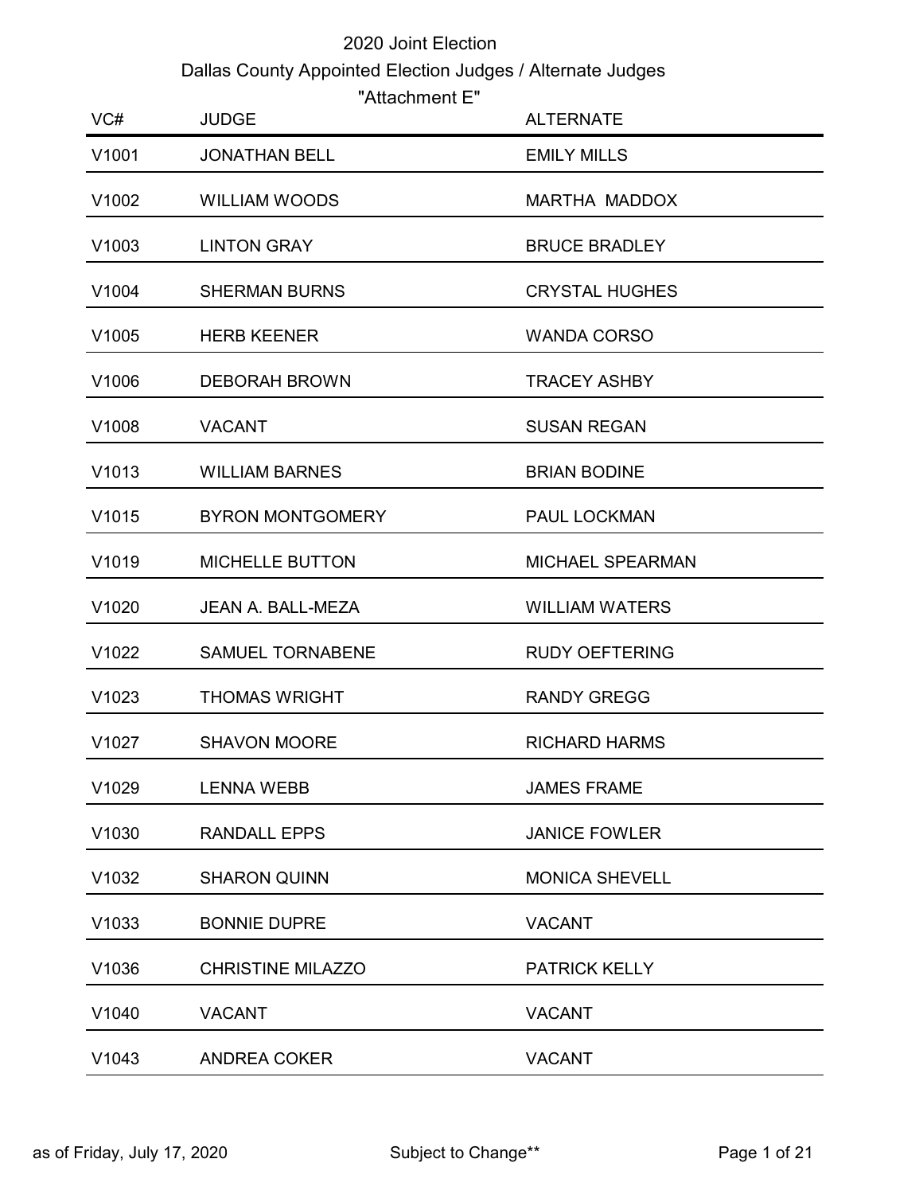# 2020 Joint Election

## Dallas County Appointed Election Judges / Alternate Judges

### "Attachment E"

| VC# | JUDGE | ALTERNATE |
|---|---|---|
| V1001 | JONATHAN BELL | EMILY MILLS |
| V1002 | WILLIAM WOODS | MARTHA  MADDOX |
| V1003 | LINTON GRAY | BRUCE BRADLEY |
| V1004 | SHERMAN BURNS | CRYSTAL HUGHES |
| V1005 | HERB KEENER | WANDA CORSO |
| V1006 | DEBORAH BROWN | TRACEY ASHBY |
| V1008 | VACANT | SUSAN REGAN |
| V1013 | WILLIAM BARNES | BRIAN BODINE |
| V1015 | BYRON MONTGOMERY | PAUL LOCKMAN |
| V1019 | MICHELLE BUTTON | MICHAEL SPEARMAN |
| V1020 | JEAN A. BALL-MEZA | WILLIAM WATERS |
| V1022 | SAMUEL TORNABENE | RUDY OEFTERING |
| V1023 | THOMAS WRIGHT | RANDY GREGG |
| V1027 | SHAVON MOORE | RICHARD HARMS |
| V1029 | LENNA WEBB | JAMES FRAME |
| V1030 | RANDALL EPPS | JANICE FOWLER |
| V1032 | SHARON QUINN | MONICA SHEVELL |
| V1033 | BONNIE DUPRE | VACANT |
| V1036 | CHRISTINE MILAZZO | PATRICK KELLY |
| V1040 | VACANT | VACANT |
| V1043 | ANDREA COKER | VACANT |

as of Friday, July 17, 2020    Subject to Change**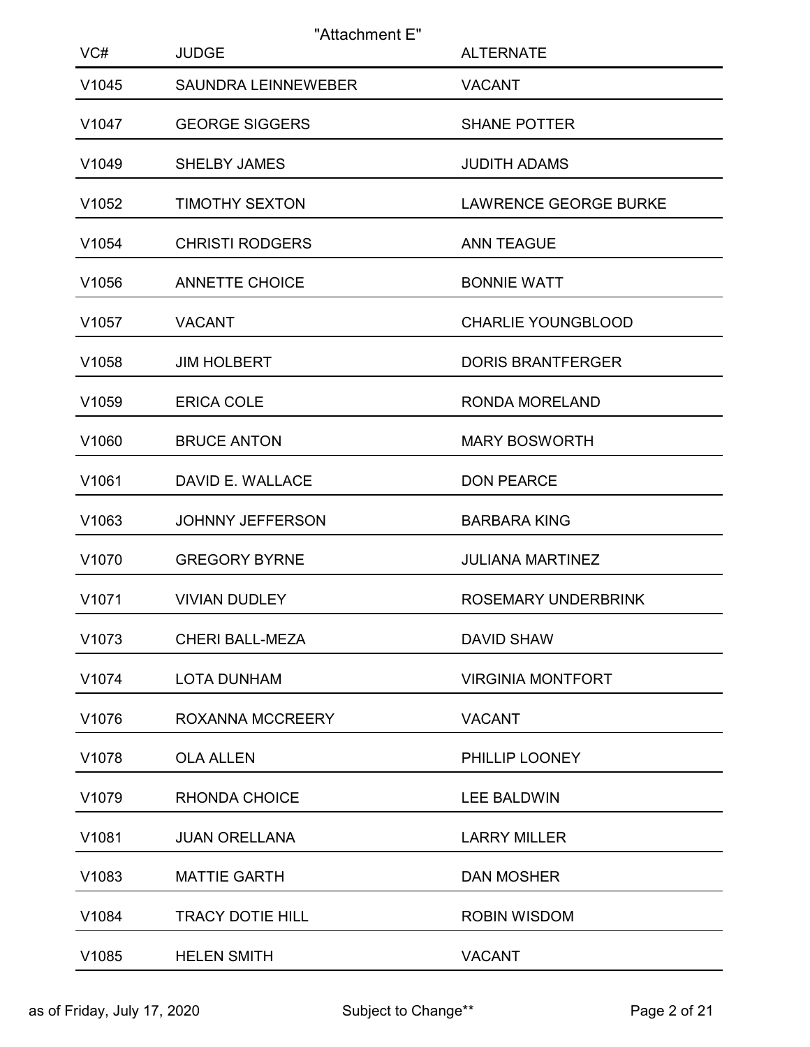"Attachment E"

| VC# | JUDGE | ALTERNATE |
|---|---|---|
| V1045 | SAUNDRA LEINNEWEBER | VACANT |
| V1047 | GEORGE SIGGERS | SHANE POTTER |
| V1049 | SHELBY JAMES | JUDITH ADAMS |
| V1052 | TIMOTHY SEXTON | LAWRENCE GEORGE BURKE |
| V1054 | CHRISTI RODGERS | ANN TEAGUE |
| V1056 | ANNETTE CHOICE | BONNIE WATT |
| V1057 | VACANT | CHARLIE YOUNGBLOOD |
| V1058 | JIM HOLBERT | DORIS BRANTFERGER |
| V1059 | ERICA COLE | RONDA MORELAND |
| V1060 | BRUCE ANTON | MARY BOSWORTH |
| V1061 | DAVID E. WALLACE | DON PEARCE |
| V1063 | JOHNNY JEFFERSON | BARBARA KING |
| V1070 | GREGORY BYRNE | JULIANA MARTINEZ |
| V1071 | VIVIAN DUDLEY | ROSEMARY UNDERBRINK |
| V1073 | CHERI BALL-MEZA | DAVID SHAW |
| V1074 | LOTA DUNHAM | VIRGINIA MONTFORT |
| V1076 | ROXANNA MCCREERY | VACANT |
| V1078 | OLA ALLEN | PHILLIP LOONEY |
| V1079 | RHONDA CHOICE | LEE BALDWIN |
| V1081 | JUAN ORELLANA | LARRY MILLER |
| V1083 | MATTIE GARTH | DAN MOSHER |
| V1084 | TRACY DOTIE HILL | ROBIN WISDOM |
| V1085 | HELEN SMITH | VACANT |

as of Friday, July 17, 2020 Subject to Change**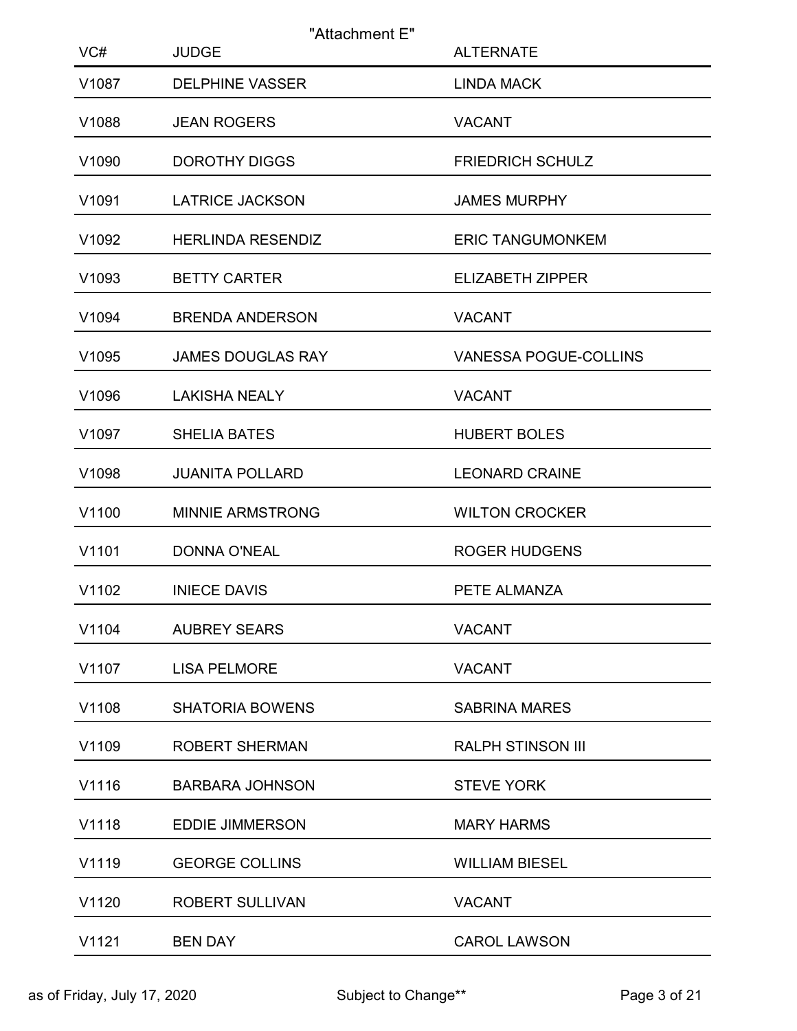"Attachment E"

| VC# | JUDGE | ALTERNATE |
|---|---|---|
| V1087 | DELPHINE VASSER | LINDA MACK |
| V1088 | JEAN ROGERS | VACANT |
| V1090 | DOROTHY DIGGS | FRIEDRICH SCHULZ |
| V1091 | LATRICE JACKSON | JAMES MURPHY |
| V1092 | HERLINDA RESENDIZ | ERIC TANGUMONKEM |
| V1093 | BETTY CARTER | ELIZABETH ZIPPER |
| V1094 | BRENDA ANDERSON | VACANT |
| V1095 | JAMES DOUGLAS RAY | VANESSA POGUE-COLLINS |
| V1096 | LAKISHA NEALY | VACANT |
| V1097 | SHELIA BATES | HUBERT BOLES |
| V1098 | JUANITA POLLARD | LEONARD CRAINE |
| V1100 | MINNIE ARMSTRONG | WILTON CROCKER |
| V1101 | DONNA O'NEAL | ROGER HUDGENS |
| V1102 | INIECE DAVIS | PETE ALMANZA |
| V1104 | AUBREY SEARS | VACANT |
| V1107 | LISA PELMORE | VACANT |
| V1108 | SHATORIA BOWENS | SABRINA MARES |
| V1109 | ROBERT SHERMAN | RALPH STINSON III |
| V1116 | BARBARA JOHNSON | STEVE YORK |
| V1118 | EDDIE JIMMERSON | MARY HARMS |
| V1119 | GEORGE COLLINS | WILLIAM BIESEL |
| V1120 | ROBERT SULLIVAN | VACANT |
| V1121 | BEN DAY | CAROL LAWSON |

as of Friday, July 17, 2020 Subject to Change**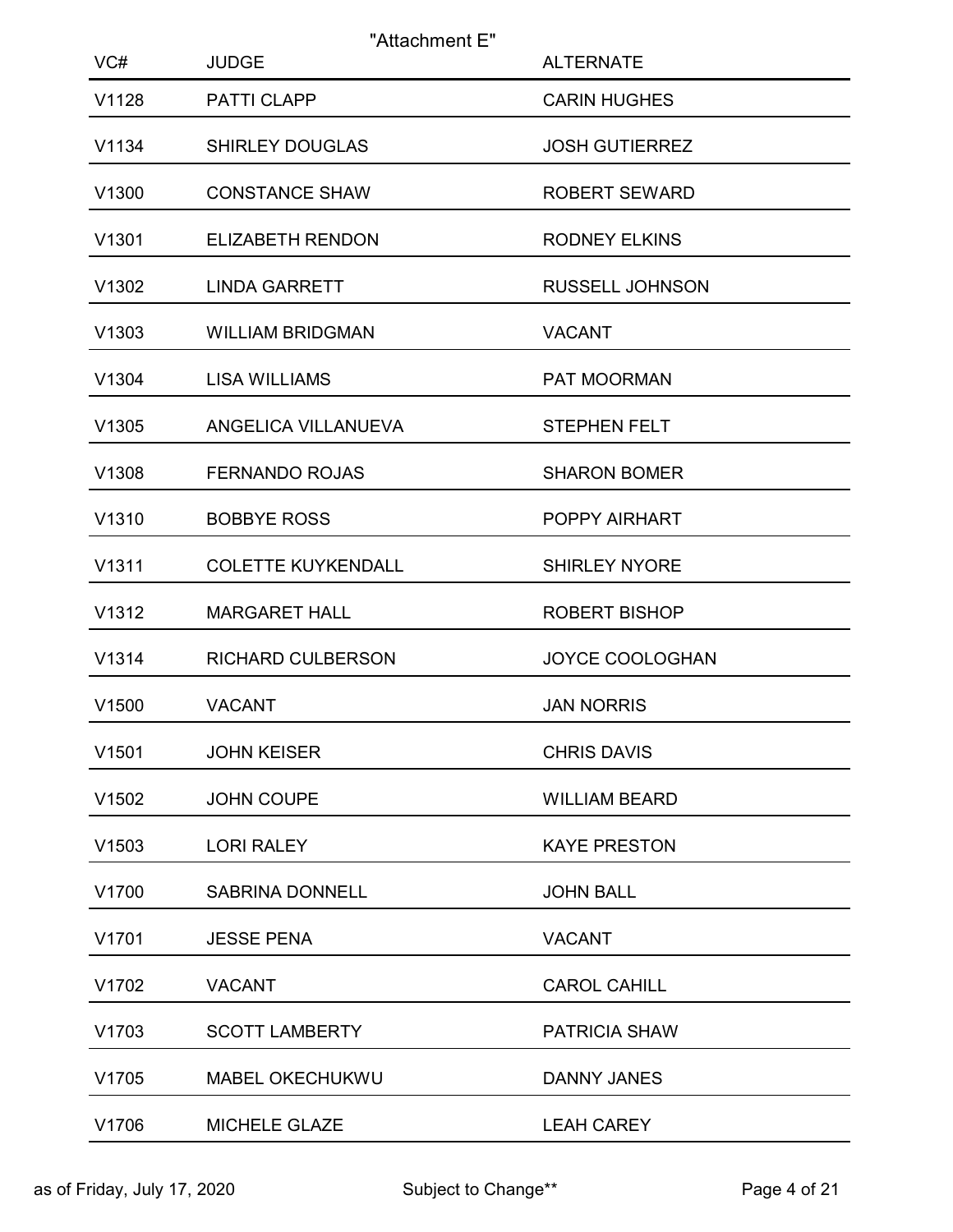"Attachment E"

| VC# | JUDGE | ALTERNATE |
|---|---|---|
| V1128 | PATTI CLAPP | CARIN HUGHES |
| V1134 | SHIRLEY DOUGLAS | JOSH GUTIERREZ |
| V1300 | CONSTANCE SHAW | ROBERT SEWARD |
| V1301 | ELIZABETH RENDON | RODNEY ELKINS |
| V1302 | LINDA GARRETT | RUSSELL JOHNSON |
| V1303 | WILLIAM BRIDGMAN | VACANT |
| V1304 | LISA WILLIAMS | PAT MOORMAN |
| V1305 | ANGELICA VILLANUEVA | STEPHEN FELT |
| V1308 | FERNANDO ROJAS | SHARON BOMER |
| V1310 | BOBBYE ROSS | POPPY AIRHART |
| V1311 | COLETTE KUYKENDALL | SHIRLEY NYORE |
| V1312 | MARGARET HALL | ROBERT BISHOP |
| V1314 | RICHARD CULBERSON | JOYCE COOLOGHAN |
| V1500 | VACANT | JAN NORRIS |
| V1501 | JOHN KEISER | CHRIS DAVIS |
| V1502 | JOHN COUPE | WILLIAM BEARD |
| V1503 | LORI RALEY | KAYE PRESTON |
| V1700 | SABRINA DONNELL | JOHN BALL |
| V1701 | JESSE PENA | VACANT |
| V1702 | VACANT | CAROL CAHILL |
| V1703 | SCOTT LAMBERTY | PATRICIA SHAW |
| V1705 | MABEL OKECHUKWU | DANNY JANES |
| V1706 | MICHELE GLAZE | LEAH CAREY |

as of Friday, July 17, 2020 Subject to Change**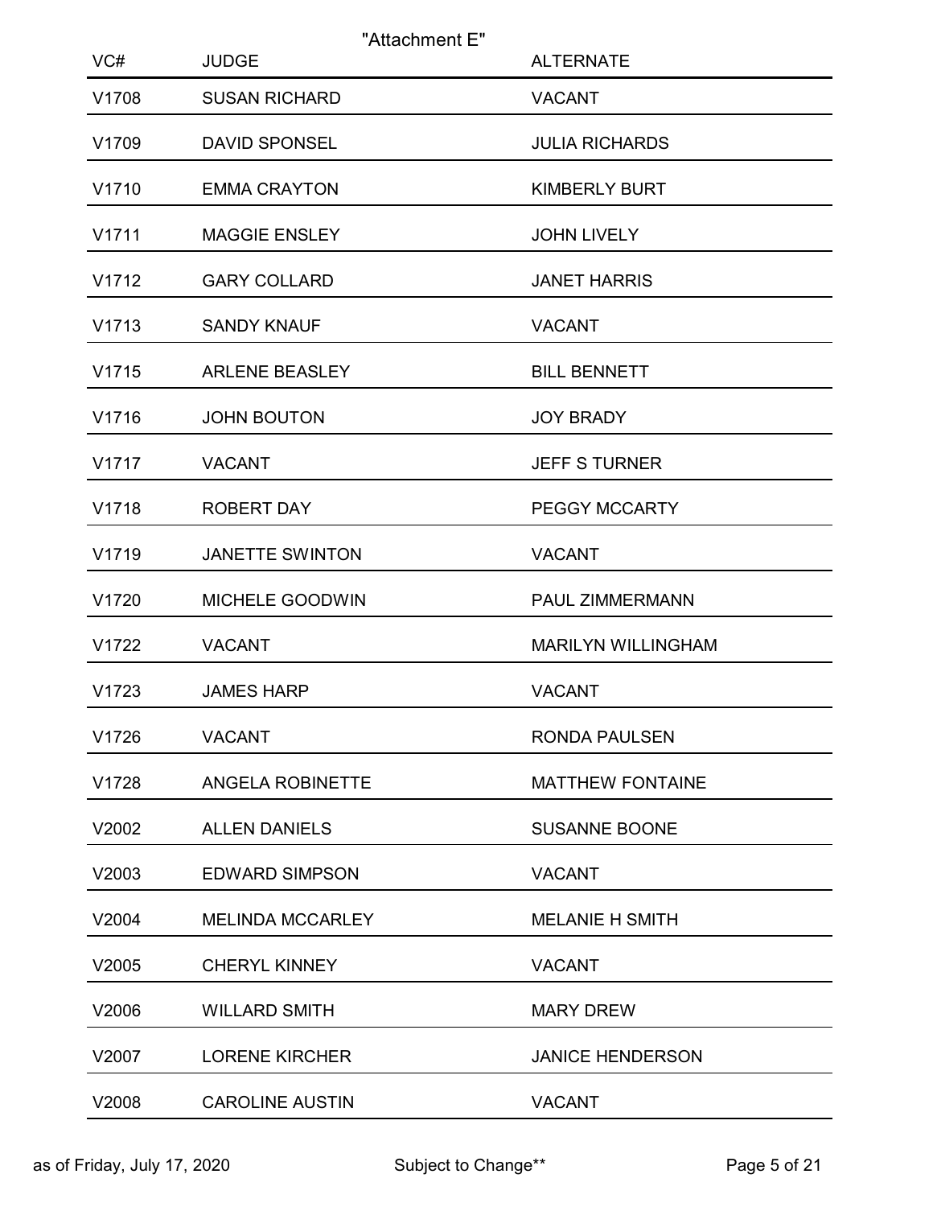"Attachment E"

| VC# | JUDGE | ALTERNATE |
| --- | --- | --- |
| V1708 | SUSAN RICHARD | VACANT |
| V1709 | DAVID SPONSEL | JULIA RICHARDS |
| V1710 | EMMA CRAYTON | KIMBERLY BURT |
| V1711 | MAGGIE ENSLEY | JOHN LIVELY |
| V1712 | GARY COLLARD | JANET HARRIS |
| V1713 | SANDY KNAUF | VACANT |
| V1715 | ARLENE BEASLEY | BILL BENNETT |
| V1716 | JOHN BOUTON | JOY BRADY |
| V1717 | VACANT | JEFF S TURNER |
| V1718 | ROBERT DAY | PEGGY MCCARTY |
| V1719 | JANETTE SWINTON | VACANT |
| V1720 | MICHELE GOODWIN | PAUL ZIMMERMANN |
| V1722 | VACANT | MARILYN WILLINGHAM |
| V1723 | JAMES HARP | VACANT |
| V1726 | VACANT | RONDA PAULSEN |
| V1728 | ANGELA ROBINETTE | MATTHEW FONTAINE |
| V2002 | ALLEN DANIELS | SUSANNE BOONE |
| V2003 | EDWARD SIMPSON | VACANT |
| V2004 | MELINDA MCCARLEY | MELANIE H SMITH |
| V2005 | CHERYL KINNEY | VACANT |
| V2006 | WILLARD SMITH | MARY DREW |
| V2007 | LORENE KIRCHER | JANICE HENDERSON |
| V2008 | CAROLINE AUSTIN | VACANT |

as of Friday, July 17, 2020 Subject to Change**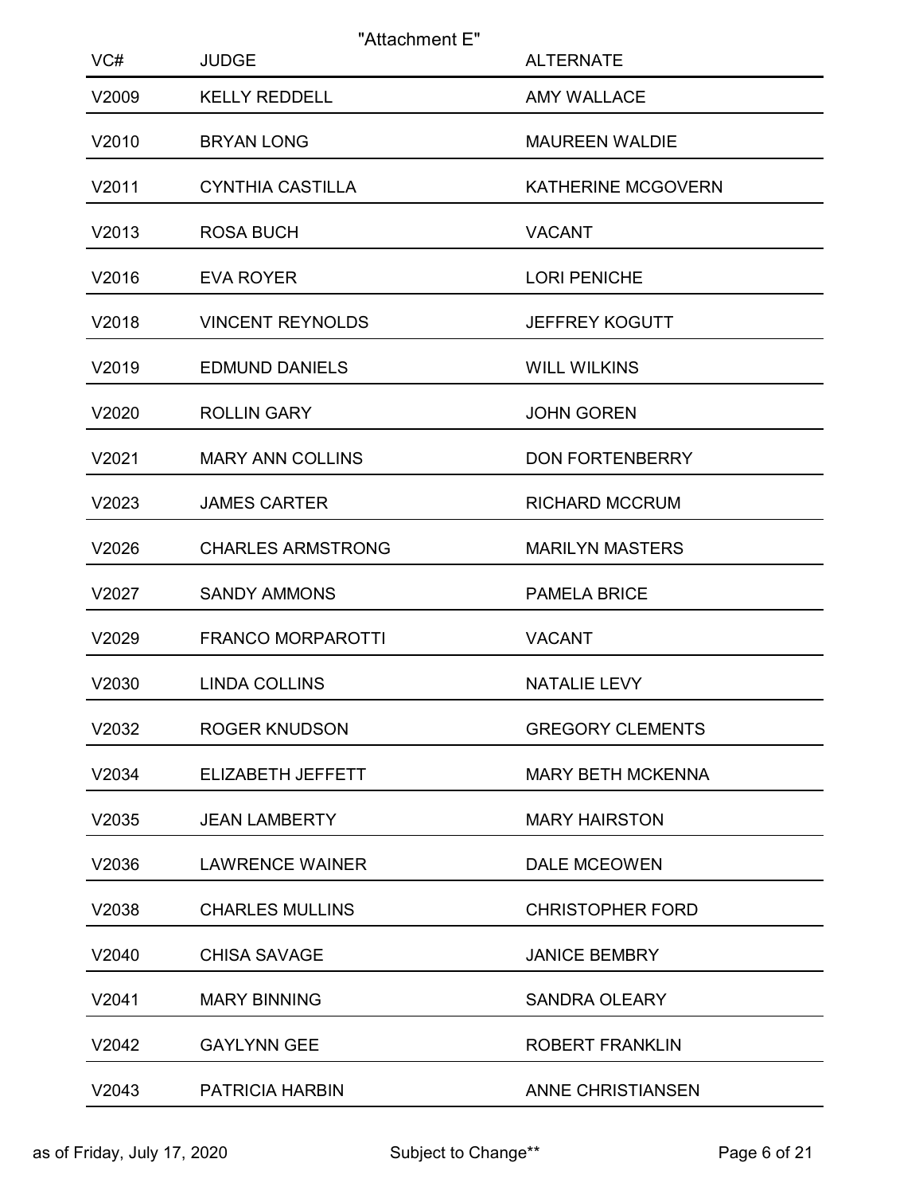"Attachment E"

| VC# | JUDGE | ALTERNATE |
|---|---|---|
| V2009 | KELLY REDDELL | AMY WALLACE |
| V2010 | BRYAN LONG | MAUREEN WALDIE |
| V2011 | CYNTHIA CASTILLA | KATHERINE MCGOVERN |
| V2013 | ROSA BUCH | VACANT |
| V2016 | EVA ROYER | LORI PENICHE |
| V2018 | VINCENT REYNOLDS | JEFFREY KOGUTT |
| V2019 | EDMUND DANIELS | WILL WILKINS |
| V2020 | ROLLIN GARY | JOHN GOREN |
| V2021 | MARY ANN COLLINS | DON FORTENBERRY |
| V2023 | JAMES CARTER | RICHARD MCCRUM |
| V2026 | CHARLES ARMSTRONG | MARILYN MASTERS |
| V2027 | SANDY AMMONS | PAMELA BRICE |
| V2029 | FRANCO MORPAROTTI | VACANT |
| V2030 | LINDA COLLINS | NATALIE LEVY |
| V2032 | ROGER KNUDSON | GREGORY CLEMENTS |
| V2034 | ELIZABETH JEFFETT | MARY BETH MCKENNA |
| V2035 | JEAN LAMBERTY | MARY HAIRSTON |
| V2036 | LAWRENCE WAINER | DALE MCEOWEN |
| V2038 | CHARLES MULLINS | CHRISTOPHER FORD |
| V2040 | CHISA SAVAGE | JANICE BEMBRY |
| V2041 | MARY BINNING | SANDRA OLEARY |
| V2042 | GAYLYNN GEE | ROBERT FRANKLIN |
| V2043 | PATRICIA HARBIN | ANNE CHRISTIANSEN |

as of Friday, July 17, 2020 Subject to Change**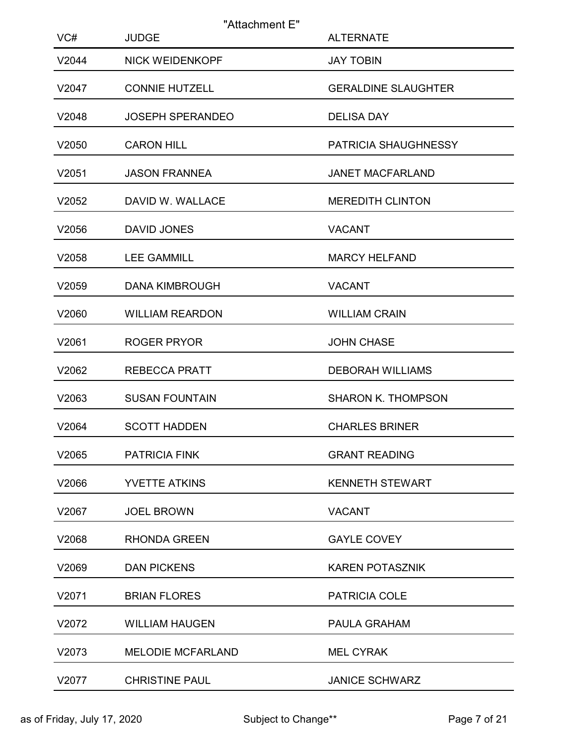"Attachment E"

| VC# | JUDGE | ALTERNATE |
| --- | --- | --- |
| V2044 | NICK WEIDENKOPF | JAY TOBIN |
| V2047 | CONNIE HUTZELL | GERALDINE SLAUGHTER |
| V2048 | JOSEPH SPERANDEO | DELISA DAY |
| V2050 | CARON HILL | PATRICIA SHAUGHNESSY |
| V2051 | JASON FRANNEA | JANET MACFARLAND |
| V2052 | DAVID W. WALLACE | MEREDITH CLINTON |
| V2056 | DAVID JONES | VACANT |
| V2058 | LEE GAMMILL | MARCY HELFAND |
| V2059 | DANA KIMBROUGH | VACANT |
| V2060 | WILLIAM REARDON | WILLIAM CRAIN |
| V2061 | ROGER PRYOR | JOHN CHASE |
| V2062 | REBECCA PRATT | DEBORAH WILLIAMS |
| V2063 | SUSAN FOUNTAIN | SHARON K. THOMPSON |
| V2064 | SCOTT HADDEN | CHARLES BRINER |
| V2065 | PATRICIA FINK | GRANT READING |
| V2066 | YVETTE ATKINS | KENNETH STEWART |
| V2067 | JOEL BROWN | VACANT |
| V2068 | RHONDA GREEN | GAYLE COVEY |
| V2069 | DAN PICKENS | KAREN POTASZNIK |
| V2071 | BRIAN FLORES | PATRICIA COLE |
| V2072 | WILLIAM HAUGEN | PAULA GRAHAM |
| V2073 | MELODIE MCFARLAND | MEL CYRAK |
| V2077 | CHRISTINE PAUL | JANICE SCHWARZ |

as of Friday, July 17, 2020 — Subject to Change**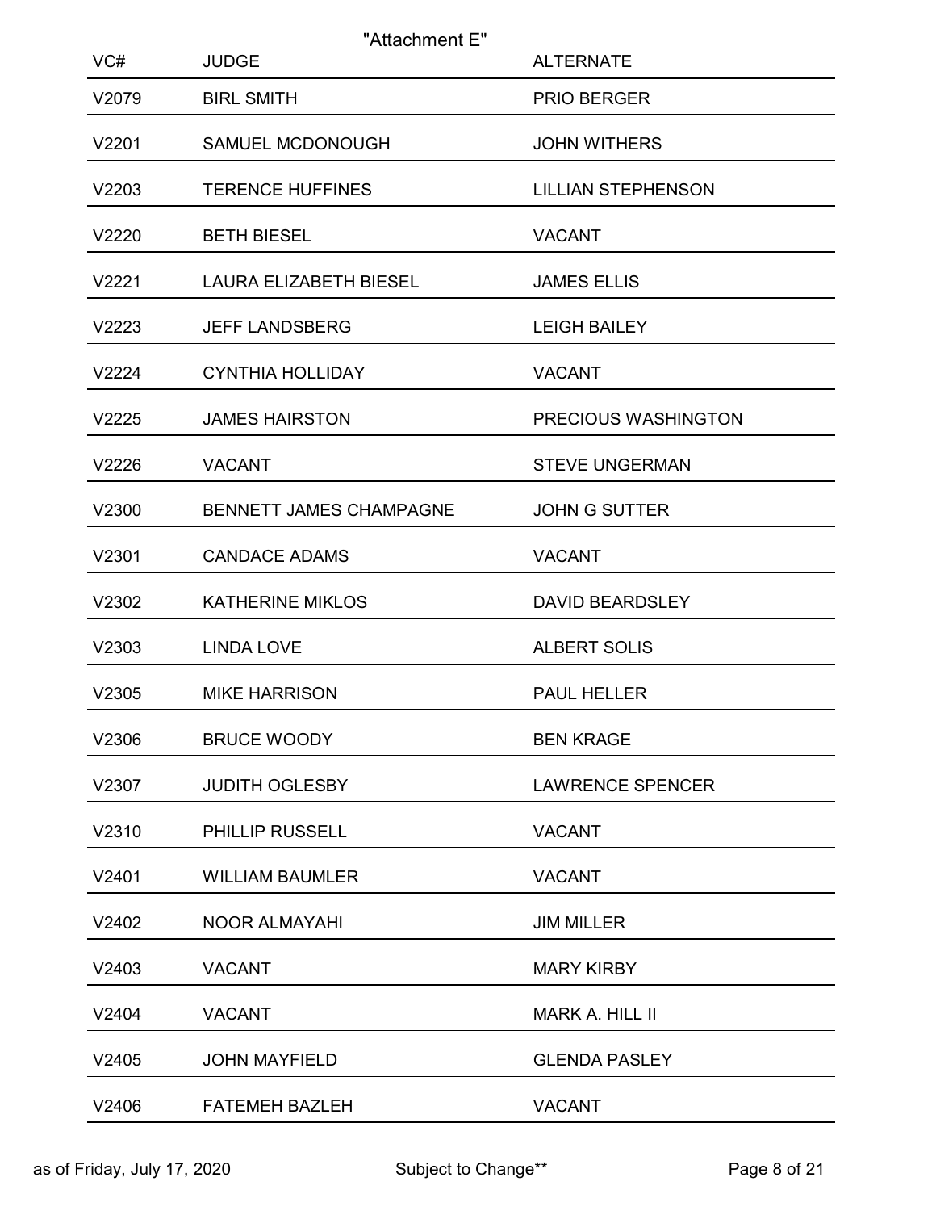"Attachment E"

| VC# | JUDGE | ALTERNATE |
|---|---|---|
| V2079 | BIRL SMITH | PRIO BERGER |
| V2201 | SAMUEL MCDONOUGH | JOHN WITHERS |
| V2203 | TERENCE HUFFINES | LILLIAN STEPHENSON |
| V2220 | BETH BIESEL | VACANT |
| V2221 | LAURA ELIZABETH BIESEL | JAMES ELLIS |
| V2223 | JEFF LANDSBERG | LEIGH BAILEY |
| V2224 | CYNTHIA HOLLIDAY | VACANT |
| V2225 | JAMES HAIRSTON | PRECIOUS WASHINGTON |
| V2226 | VACANT | STEVE UNGERMAN |
| V2300 | BENNETT JAMES CHAMPAGNE | JOHN G SUTTER |
| V2301 | CANDACE ADAMS | VACANT |
| V2302 | KATHERINE MIKLOS | DAVID BEARDSLEY |
| V2303 | LINDA LOVE | ALBERT SOLIS |
| V2305 | MIKE HARRISON | PAUL HELLER |
| V2306 | BRUCE WOODY | BEN KRAGE |
| V2307 | JUDITH OGLESBY | LAWRENCE SPENCER |
| V2310 | PHILLIP RUSSELL | VACANT |
| V2401 | WILLIAM BAUMLER | VACANT |
| V2402 | NOOR ALMAYAHI | JIM MILLER |
| V2403 | VACANT | MARY KIRBY |
| V2404 | VACANT | MARK A. HILL II |
| V2405 | JOHN MAYFIELD | GLENDA PASLEY |
| V2406 | FATEMEH BAZLEH | VACANT |

as of Friday, July 17, 2020 — Subject to Change**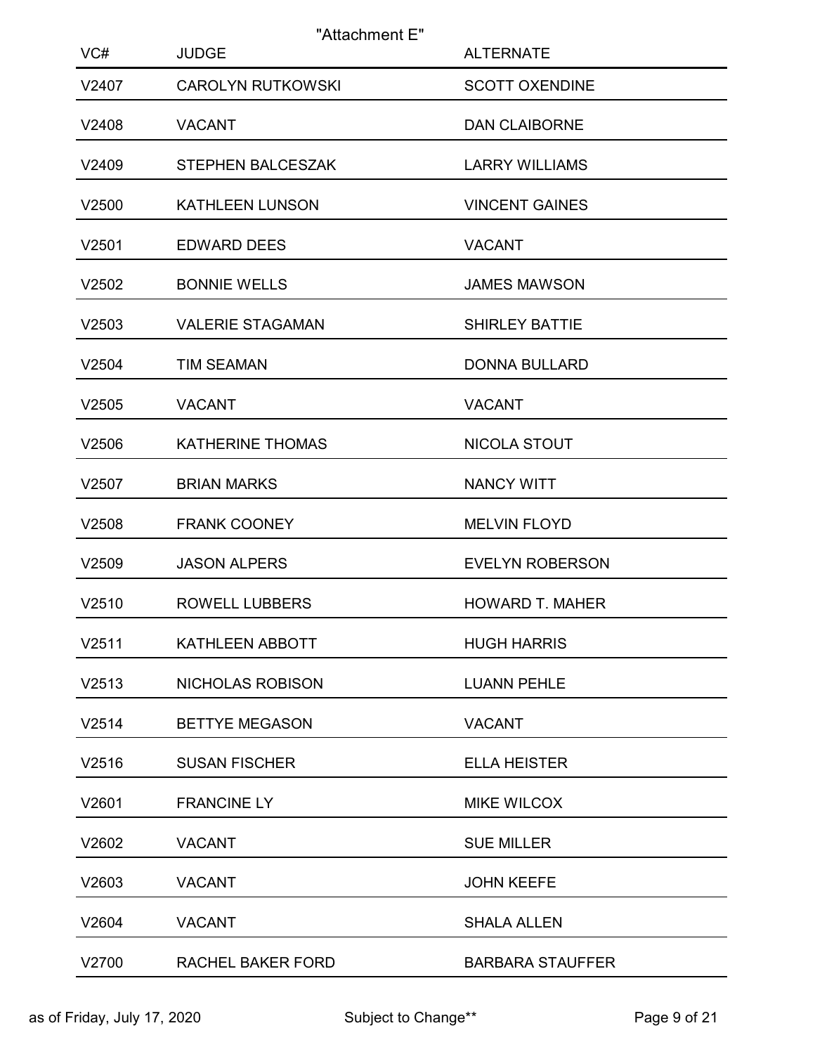"Attachment E"

| VC# | JUDGE | ALTERNATE |
|---|---|---|
| V2407 | CAROLYN RUTKOWSKI | SCOTT OXENDINE |
| V2408 | VACANT | DAN CLAIBORNE |
| V2409 | STEPHEN BALCESZAK | LARRY WILLIAMS |
| V2500 | KATHLEEN LUNSON | VINCENT GAINES |
| V2501 | EDWARD DEES | VACANT |
| V2502 | BONNIE WELLS | JAMES MAWSON |
| V2503 | VALERIE STAGAMAN | SHIRLEY BATTIE |
| V2504 | TIM SEAMAN | DONNA BULLARD |
| V2505 | VACANT | VACANT |
| V2506 | KATHERINE THOMAS | NICOLA STOUT |
| V2507 | BRIAN MARKS | NANCY WITT |
| V2508 | FRANK COONEY | MELVIN FLOYD |
| V2509 | JASON ALPERS | EVELYN ROBERSON |
| V2510 | ROWELL LUBBERS | HOWARD T. MAHER |
| V2511 | KATHLEEN ABBOTT | HUGH HARRIS |
| V2513 | NICHOLAS ROBISON | LUANN PEHLE |
| V2514 | BETTYE MEGASON | VACANT |
| V2516 | SUSAN FISCHER | ELLA HEISTER |
| V2601 | FRANCINE LY | MIKE WILCOX |
| V2602 | VACANT | SUE MILLER |
| V2603 | VACANT | JOHN KEEFE |
| V2604 | VACANT | SHALA ALLEN |
| V2700 | RACHEL BAKER FORD | BARBARA STAUFFER |

as of Friday, July 17, 2020 — Subject to Change**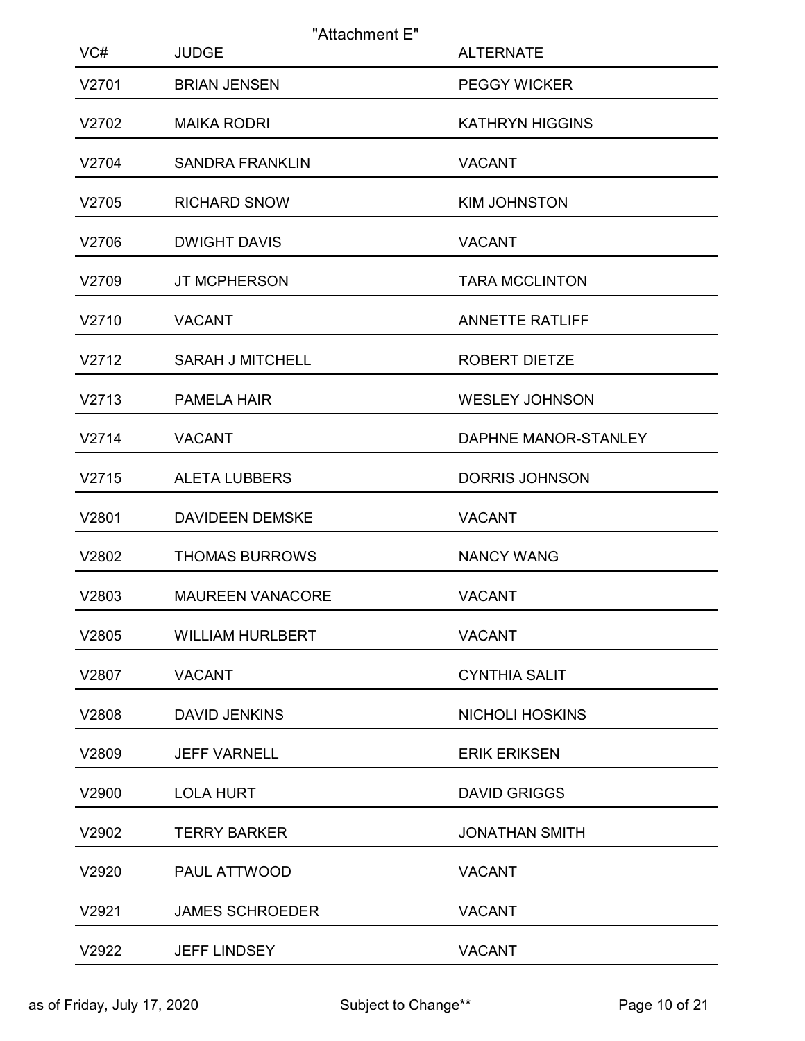"Attachment E"

| VC# | JUDGE | ALTERNATE |
|---|---|---|
| V2701 | BRIAN JENSEN | PEGGY WICKER |
| V2702 | MAIKA RODRI | KATHRYN HIGGINS |
| V2704 | SANDRA FRANKLIN | VACANT |
| V2705 | RICHARD SNOW | KIM JOHNSTON |
| V2706 | DWIGHT DAVIS | VACANT |
| V2709 | JT MCPHERSON | TARA MCCLINTON |
| V2710 | VACANT | ANNETTE RATLIFF |
| V2712 | SARAH J MITCHELL | ROBERT DIETZE |
| V2713 | PAMELA HAIR | WESLEY JOHNSON |
| V2714 | VACANT | DAPHNE MANOR-STANLEY |
| V2715 | ALETA LUBBERS | DORRIS JOHNSON |
| V2801 | DAVIDEEN DEMSKE | VACANT |
| V2802 | THOMAS BURROWS | NANCY WANG |
| V2803 | MAUREEN VANACORE | VACANT |
| V2805 | WILLIAM HURLBERT | VACANT |
| V2807 | VACANT | CYNTHIA SALIT |
| V2808 | DAVID JENKINS | NICHOLI HOSKINS |
| V2809 | JEFF VARNELL | ERIK ERIKSEN |
| V2900 | LOLA HURT | DAVID GRIGGS |
| V2902 | TERRY BARKER | JONATHAN SMITH |
| V2920 | PAUL ATTWOOD | VACANT |
| V2921 | JAMES SCHROEDER | VACANT |
| V2922 | JEFF LINDSEY | VACANT |

as of Friday, July 17, 2020 Subject to Change**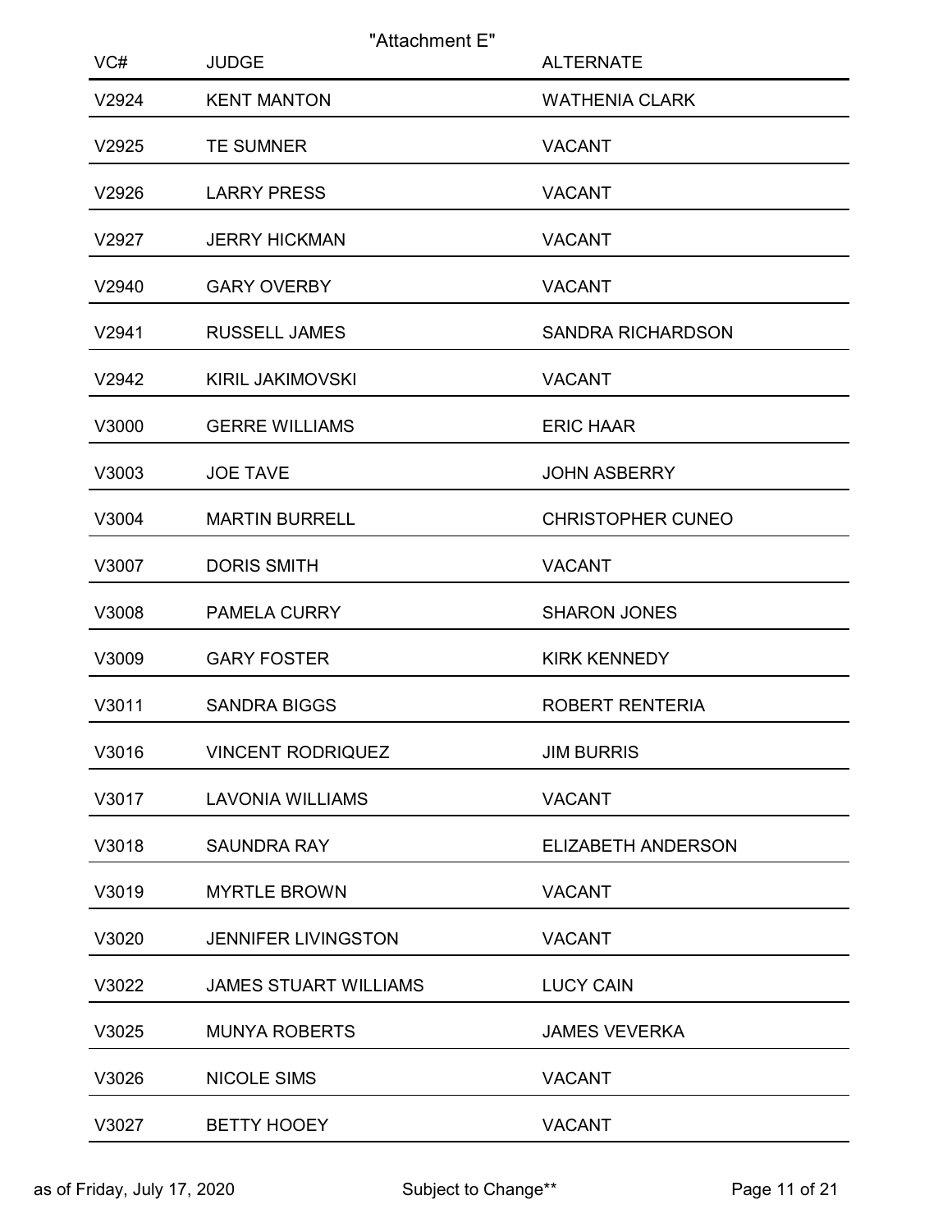"Attachment E"

| VC# | JUDGE | ALTERNATE |
|---|---|---|
| V2924 | KENT MANTON | WATHENIA CLARK |
| V2925 | TE SUMNER | VACANT |
| V2926 | LARRY PRESS | VACANT |
| V2927 | JERRY HICKMAN | VACANT |
| V2940 | GARY OVERBY | VACANT |
| V2941 | RUSSELL JAMES | SANDRA RICHARDSON |
| V2942 | KIRIL JAKIMOVSKI | VACANT |
| V3000 | GERRE WILLIAMS | ERIC HAAR |
| V3003 | JOE TAVE | JOHN ASBERRY |
| V3004 | MARTIN BURRELL | CHRISTOPHER CUNEO |
| V3007 | DORIS SMITH | VACANT |
| V3008 | PAMELA CURRY | SHARON JONES |
| V3009 | GARY FOSTER | KIRK KENNEDY |
| V3011 | SANDRA BIGGS | ROBERT RENTERIA |
| V3016 | VINCENT RODRIQUEZ | JIM BURRIS |
| V3017 | LAVONIA WILLIAMS | VACANT |
| V3018 | SAUNDRA RAY | ELIZABETH ANDERSON |
| V3019 | MYRTLE BROWN | VACANT |
| V3020 | JENNIFER LIVINGSTON | VACANT |
| V3022 | JAMES STUART WILLIAMS | LUCY CAIN |
| V3025 | MUNYA ROBERTS | JAMES VEVERKA |
| V3026 | NICOLE SIMS | VACANT |
| V3027 | BETTY HOOEY | VACANT |

as of Friday, July 17, 2020 Subject to Change**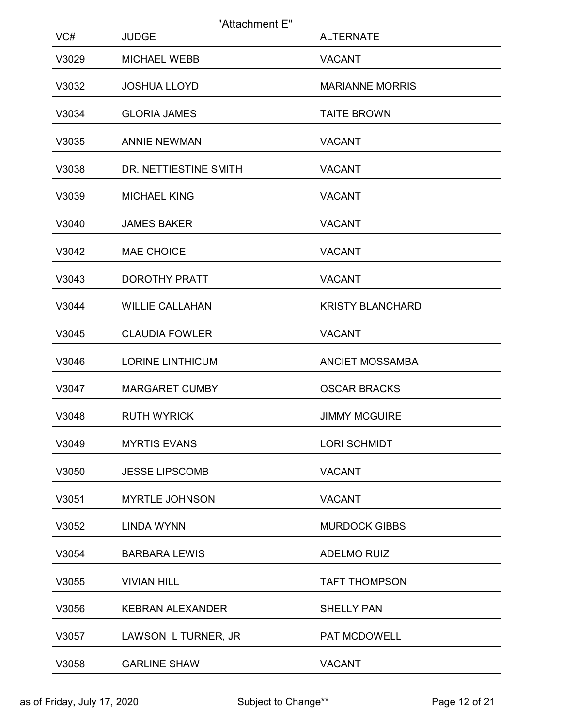"Attachment E"

| VC# | JUDGE | ALTERNATE |
|---|---|---|
| V3029 | MICHAEL WEBB | VACANT |
| V3032 | JOSHUA LLOYD | MARIANNE MORRIS |
| V3034 | GLORIA JAMES | TAITE BROWN |
| V3035 | ANNIE NEWMAN | VACANT |
| V3038 | DR. NETTIESTINE SMITH | VACANT |
| V3039 | MICHAEL KING | VACANT |
| V3040 | JAMES BAKER | VACANT |
| V3042 | MAE CHOICE | VACANT |
| V3043 | DOROTHY PRATT | VACANT |
| V3044 | WILLIE CALLAHAN | KRISTY BLANCHARD |
| V3045 | CLAUDIA FOWLER | VACANT |
| V3046 | LORINE LINTHICUM | ANCIET MOSSAMBA |
| V3047 | MARGARET CUMBY | OSCAR BRACKS |
| V3048 | RUTH WYRICK | JIMMY MCGUIRE |
| V3049 | MYRTIS EVANS | LORI SCHMIDT |
| V3050 | JESSE LIPSCOMB | VACANT |
| V3051 | MYRTLE JOHNSON | VACANT |
| V3052 | LINDA WYNN | MURDOCK GIBBS |
| V3054 | BARBARA LEWIS | ADELMO RUIZ |
| V3055 | VIVIAN HILL | TAFT THOMPSON |
| V3056 | KEBRAN ALEXANDER | SHELLY PAN |
| V3057 | LAWSON L TURNER, JR | PAT MCDOWELL |
| V3058 | GARLINE SHAW | VACANT |

as of Friday, July 17, 2020 Subject to Change**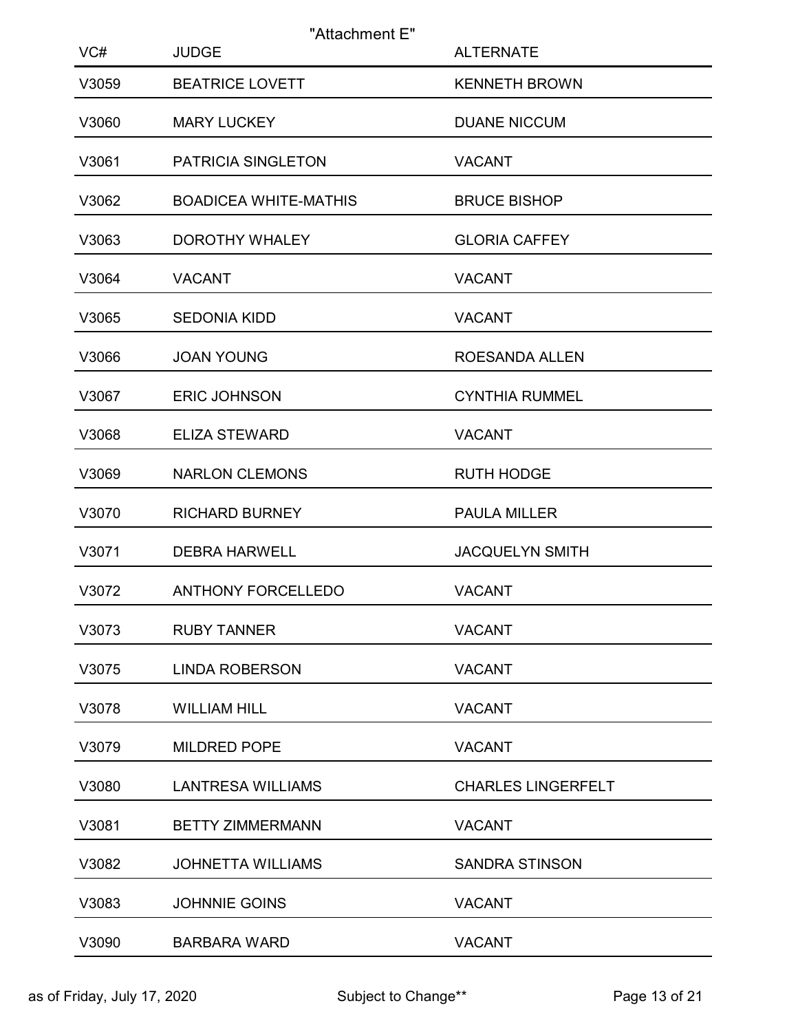"Attachment E"

| VC# | JUDGE | ALTERNATE |
|---|---|---|
| V3059 | BEATRICE LOVETT | KENNETH BROWN |
| V3060 | MARY LUCKEY | DUANE NICCUM |
| V3061 | PATRICIA SINGLETON | VACANT |
| V3062 | BOADICEA WHITE-MATHIS | BRUCE BISHOP |
| V3063 | DOROTHY WHALEY | GLORIA CAFFEY |
| V3064 | VACANT | VACANT |
| V3065 | SEDONIA KIDD | VACANT |
| V3066 | JOAN YOUNG | ROESANDA ALLEN |
| V3067 | ERIC JOHNSON | CYNTHIA RUMMEL |
| V3068 | ELIZA STEWARD | VACANT |
| V3069 | NARLON CLEMONS | RUTH HODGE |
| V3070 | RICHARD BURNEY | PAULA MILLER |
| V3071 | DEBRA HARWELL | JACQUELYN SMITH |
| V3072 | ANTHONY FORCELLEDO | VACANT |
| V3073 | RUBY TANNER | VACANT |
| V3075 | LINDA ROBERSON | VACANT |
| V3078 | WILLIAM HILL | VACANT |
| V3079 | MILDRED POPE | VACANT |
| V3080 | LANTRESA WILLIAMS | CHARLES LINGERFELT |
| V3081 | BETTY ZIMMERMANN | VACANT |
| V3082 | JOHNETTA WILLIAMS | SANDRA STINSON |
| V3083 | JOHNNIE GOINS | VACANT |
| V3090 | BARBARA WARD | VACANT |

as of Friday, July 17, 2020 Subject to Change**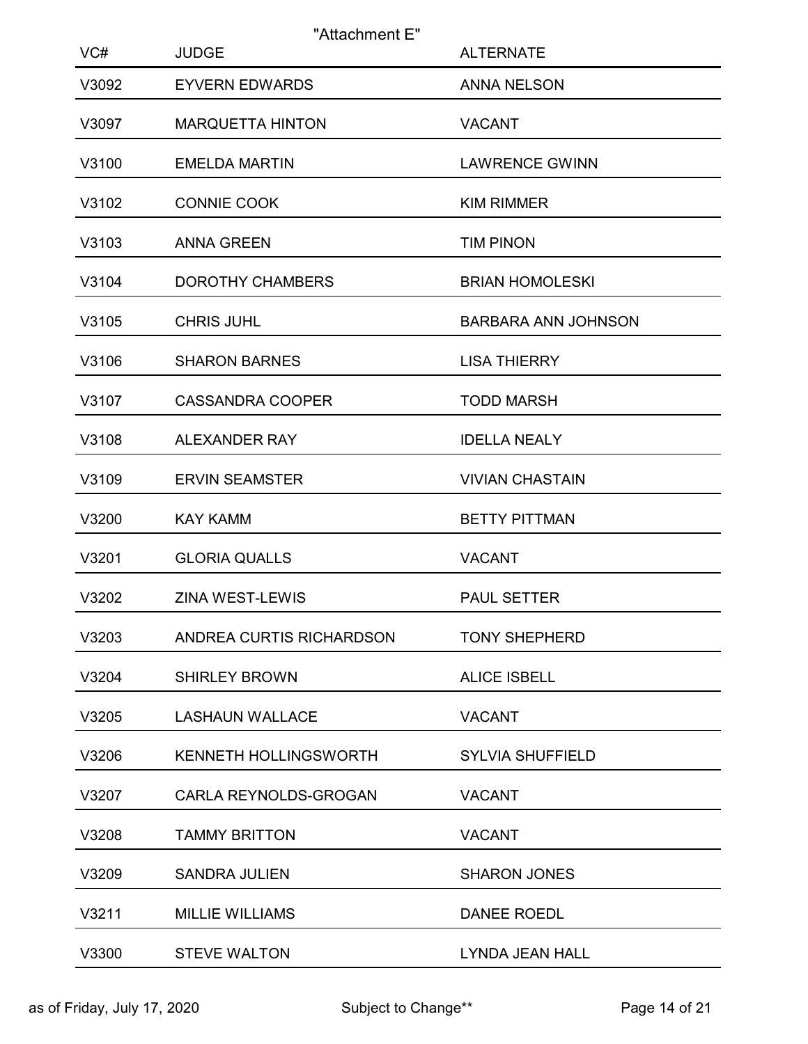"Attachment E"

| VC# | JUDGE | ALTERNATE |
|---|---|---|
| V3092 | EYVERN EDWARDS | ANNA NELSON |
| V3097 | MARQUETTA HINTON | VACANT |
| V3100 | EMELDA MARTIN | LAWRENCE GWINN |
| V3102 | CONNIE COOK | KIM RIMMER |
| V3103 | ANNA GREEN | TIM PINON |
| V3104 | DOROTHY CHAMBERS | BRIAN HOMOLESKI |
| V3105 | CHRIS JUHL | BARBARA ANN JOHNSON |
| V3106 | SHARON BARNES | LISA THIERRY |
| V3107 | CASSANDRA COOPER | TODD MARSH |
| V3108 | ALEXANDER RAY | IDELLA NEALY |
| V3109 | ERVIN SEAMSTER | VIVIAN CHASTAIN |
| V3200 | KAY KAMM | BETTY PITTMAN |
| V3201 | GLORIA QUALLS | VACANT |
| V3202 | ZINA WEST-LEWIS | PAUL SETTER |
| V3203 | ANDREA CURTIS RICHARDSON | TONY SHEPHERD |
| V3204 | SHIRLEY BROWN | ALICE ISBELL |
| V3205 | LASHAUN WALLACE | VACANT |
| V3206 | KENNETH HOLLINGSWORTH | SYLVIA SHUFFIELD |
| V3207 | CARLA REYNOLDS-GROGAN | VACANT |
| V3208 | TAMMY BRITTON | VACANT |
| V3209 | SANDRA JULIEN | SHARON JONES |
| V3211 | MILLIE WILLIAMS | DANEE ROEDL |
| V3300 | STEVE WALTON | LYNDA JEAN HALL |

as of Friday, July 17, 2020 — Subject to Change**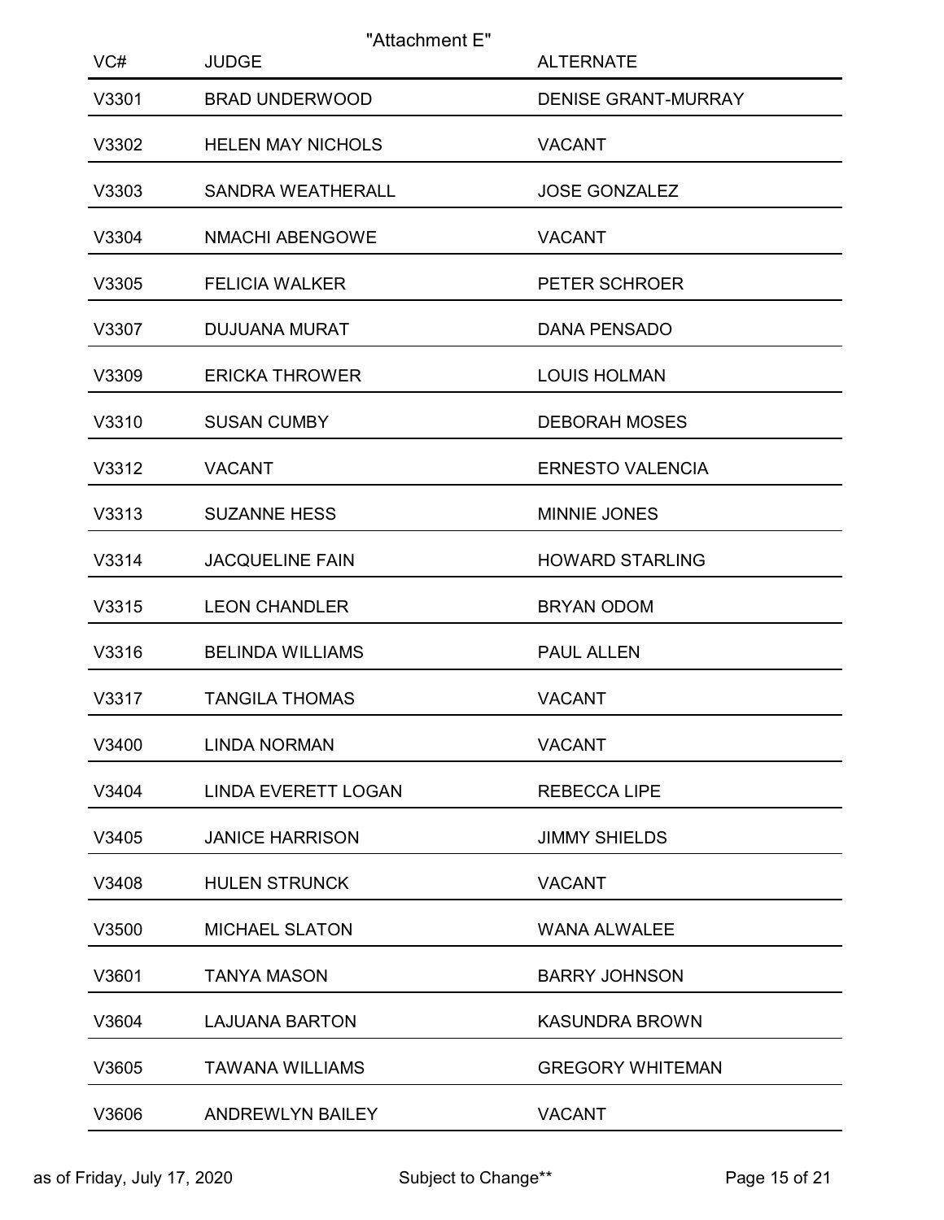"Attachment E"

| VC# | JUDGE | ALTERNATE |
|---|---|---|
| V3301 | BRAD UNDERWOOD | DENISE GRANT-MURRAY |
| V3302 | HELEN MAY NICHOLS | VACANT |
| V3303 | SANDRA WEATHERALL | JOSE GONZALEZ |
| V3304 | NMACHI ABENGOWE | VACANT |
| V3305 | FELICIA WALKER | PETER SCHROER |
| V3307 | DUJUANA MURAT | DANA PENSADO |
| V3309 | ERICKA THROWER | LOUIS HOLMAN |
| V3310 | SUSAN CUMBY | DEBORAH MOSES |
| V3312 | VACANT | ERNESTO VALENCIA |
| V3313 | SUZANNE HESS | MINNIE JONES |
| V3314 | JACQUELINE FAIN | HOWARD STARLING |
| V3315 | LEON CHANDLER | BRYAN ODOM |
| V3316 | BELINDA WILLIAMS | PAUL ALLEN |
| V3317 | TANGILA THOMAS | VACANT |
| V3400 | LINDA NORMAN | VACANT |
| V3404 | LINDA EVERETT LOGAN | REBECCA LIPE |
| V3405 | JANICE HARRISON | JIMMY SHIELDS |
| V3408 | HULEN STRUNCK | VACANT |
| V3500 | MICHAEL SLATON | WANA ALWALEE |
| V3601 | TANYA MASON | BARRY JOHNSON |
| V3604 | LAJUANA BARTON | KASUNDRA BROWN |
| V3605 | TAWANA WILLIAMS | GREGORY WHITEMAN |
| V3606 | ANDREWLYN BAILEY | VACANT |

as of Friday, July 17, 2020 Subject to Change**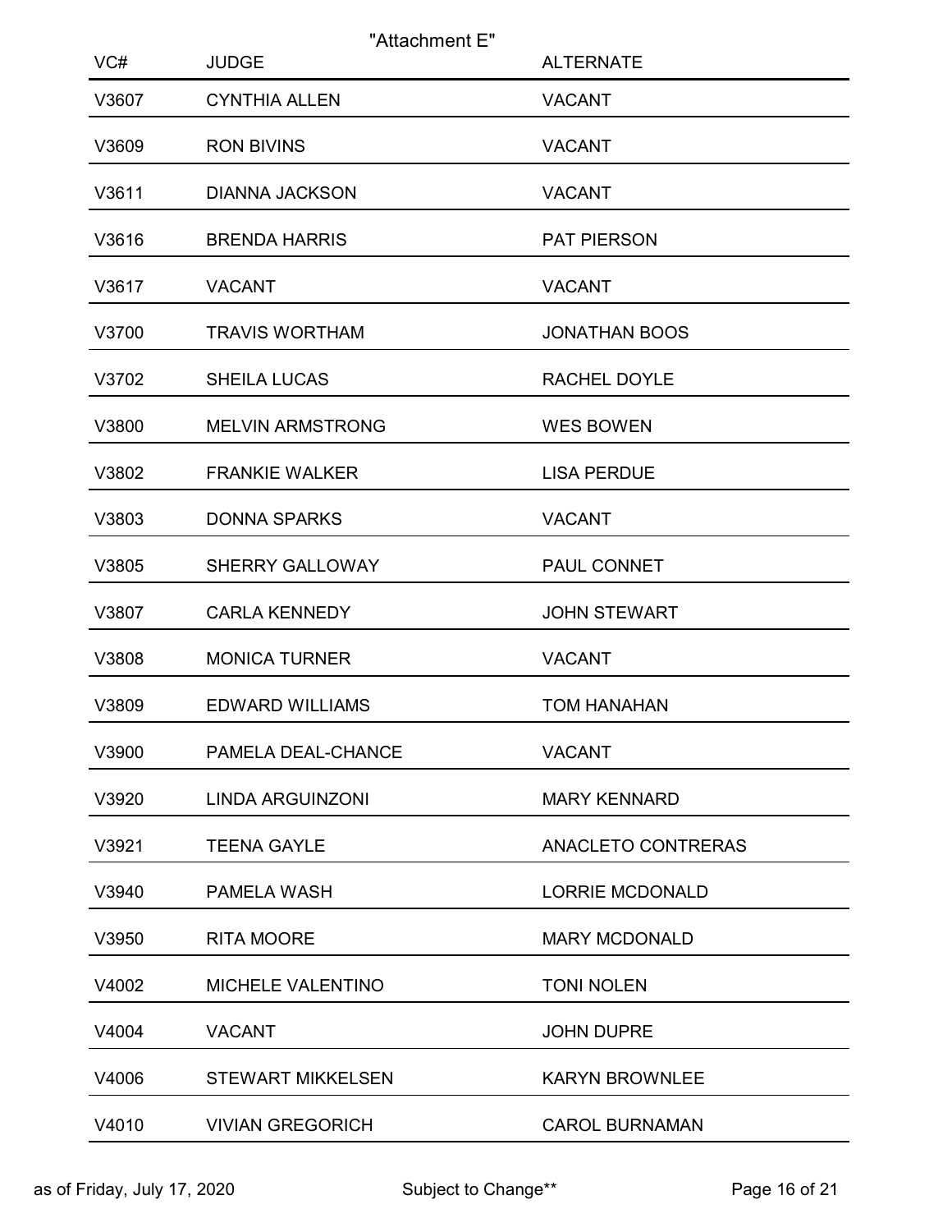"Attachment E"

| VC# | JUDGE | ALTERNATE |
| --- | --- | --- |
| V3607 | CYNTHIA ALLEN | VACANT |
| V3609 | RON BIVINS | VACANT |
| V3611 | DIANNA JACKSON | VACANT |
| V3616 | BRENDA HARRIS | PAT PIERSON |
| V3617 | VACANT | VACANT |
| V3700 | TRAVIS WORTHAM | JONATHAN BOOS |
| V3702 | SHEILA LUCAS | RACHEL DOYLE |
| V3800 | MELVIN ARMSTRONG | WES BOWEN |
| V3802 | FRANKIE WALKER | LISA PERDUE |
| V3803 | DONNA SPARKS | VACANT |
| V3805 | SHERRY GALLOWAY | PAUL CONNET |
| V3807 | CARLA KENNEDY | JOHN STEWART |
| V3808 | MONICA TURNER | VACANT |
| V3809 | EDWARD WILLIAMS | TOM HANAHAN |
| V3900 | PAMELA DEAL-CHANCE | VACANT |
| V3920 | LINDA ARGUINZONI | MARY KENNARD |
| V3921 | TEENA GAYLE | ANACLETO CONTRERAS |
| V3940 | PAMELA WASH | LORRIE MCDONALD |
| V3950 | RITA MOORE | MARY MCDONALD |
| V4002 | MICHELE VALENTINO | TONI NOLEN |
| V4004 | VACANT | JOHN DUPRE |
| V4006 | STEWART MIKKELSEN | KARYN BROWNLEE |
| V4010 | VIVIAN GREGORICH | CAROL BURNAMAN |

as of Friday, July 17, 2020 — Subject to Change**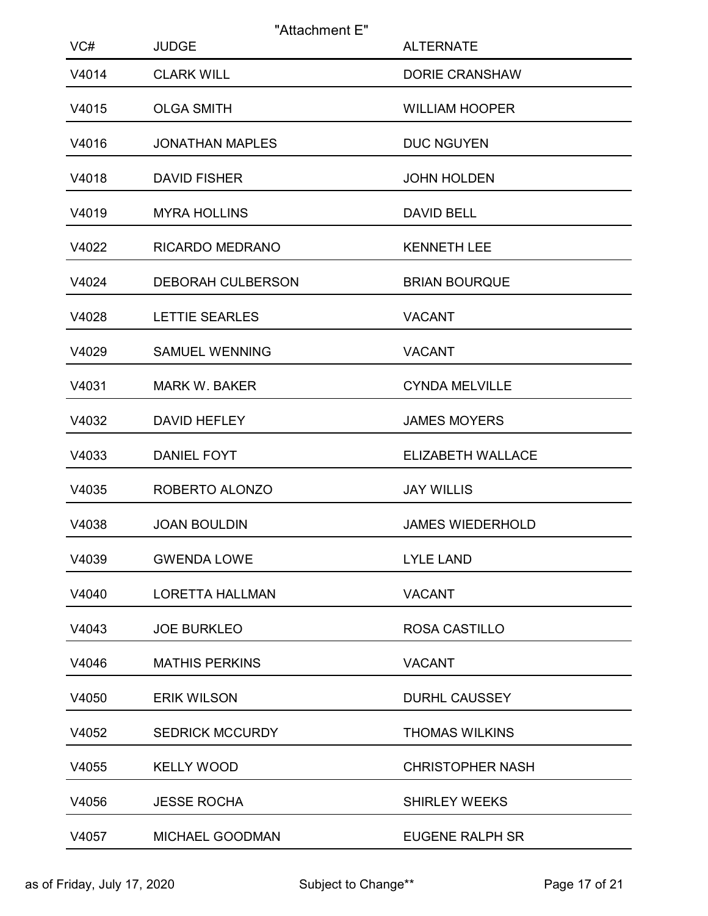"Attachment E"

| VC# | JUDGE | ALTERNATE |
| --- | --- | --- |
| V4014 | CLARK WILL | DORIE CRANSHAW |
| V4015 | OLGA SMITH | WILLIAM HOOPER |
| V4016 | JONATHAN MAPLES | DUC NGUYEN |
| V4018 | DAVID FISHER | JOHN HOLDEN |
| V4019 | MYRA HOLLINS | DAVID BELL |
| V4022 | RICARDO MEDRANO | KENNETH LEE |
| V4024 | DEBORAH CULBERSON | BRIAN BOURQUE |
| V4028 | LETTIE SEARLES | VACANT |
| V4029 | SAMUEL WENNING | VACANT |
| V4031 | MARK W. BAKER | CYNDA MELVILLE |
| V4032 | DAVID HEFLEY | JAMES MOYERS |
| V4033 | DANIEL FOYT | ELIZABETH WALLACE |
| V4035 | ROBERTO ALONZO | JAY WILLIS |
| V4038 | JOAN BOULDIN | JAMES WIEDERHOLD |
| V4039 | GWENDA LOWE | LYLE LAND |
| V4040 | LORETTA HALLMAN | VACANT |
| V4043 | JOE BURKLEO | ROSA CASTILLO |
| V4046 | MATHIS PERKINS | VACANT |
| V4050 | ERIK WILSON | DURHL CAUSSEY |
| V4052 | SEDRICK MCCURDY | THOMAS WILKINS |
| V4055 | KELLY WOOD | CHRISTOPHER NASH |
| V4056 | JESSE ROCHA | SHIRLEY WEEKS |
| V4057 | MICHAEL GOODMAN | EUGENE RALPH SR |

as of Friday, July 17, 2020 — Subject to Change**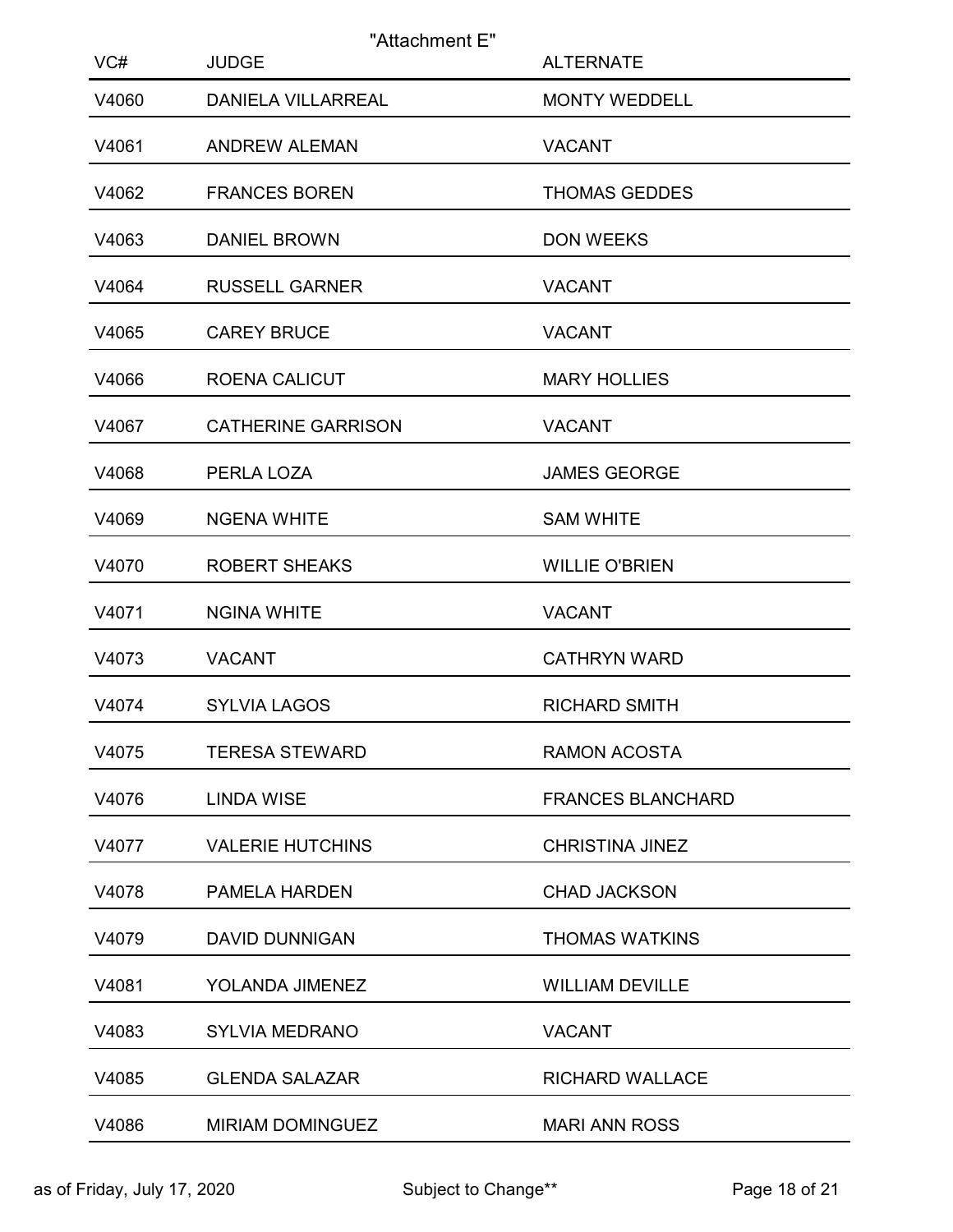"Attachment E"

| VC# | JUDGE | ALTERNATE |
|---|---|---|
| V4060 | DANIELA VILLARREAL | MONTY WEDDELL |
| V4061 | ANDREW ALEMAN | VACANT |
| V4062 | FRANCES BOREN | THOMAS GEDDES |
| V4063 | DANIEL BROWN | DON WEEKS |
| V4064 | RUSSELL GARNER | VACANT |
| V4065 | CAREY BRUCE | VACANT |
| V4066 | ROENA CALICUT | MARY HOLLIES |
| V4067 | CATHERINE GARRISON | VACANT |
| V4068 | PERLA LOZA | JAMES GEORGE |
| V4069 | NGENA WHITE | SAM WHITE |
| V4070 | ROBERT SHEAKS | WILLIE O'BRIEN |
| V4071 | NGINA WHITE | VACANT |
| V4073 | VACANT | CATHRYN WARD |
| V4074 | SYLVIA LAGOS | RICHARD SMITH |
| V4075 | TERESA STEWARD | RAMON ACOSTA |
| V4076 | LINDA WISE | FRANCES BLANCHARD |
| V4077 | VALERIE HUTCHINS | CHRISTINA JINEZ |
| V4078 | PAMELA HARDEN | CHAD JACKSON |
| V4079 | DAVID DUNNIGAN | THOMAS WATKINS |
| V4081 | YOLANDA JIMENEZ | WILLIAM DEVILLE |
| V4083 | SYLVIA MEDRANO | VACANT |
| V4085 | GLENDA SALAZAR | RICHARD WALLACE |
| V4086 | MIRIAM DOMINGUEZ | MARI ANN ROSS |

as of Friday, July 17, 2020 Subject to Change**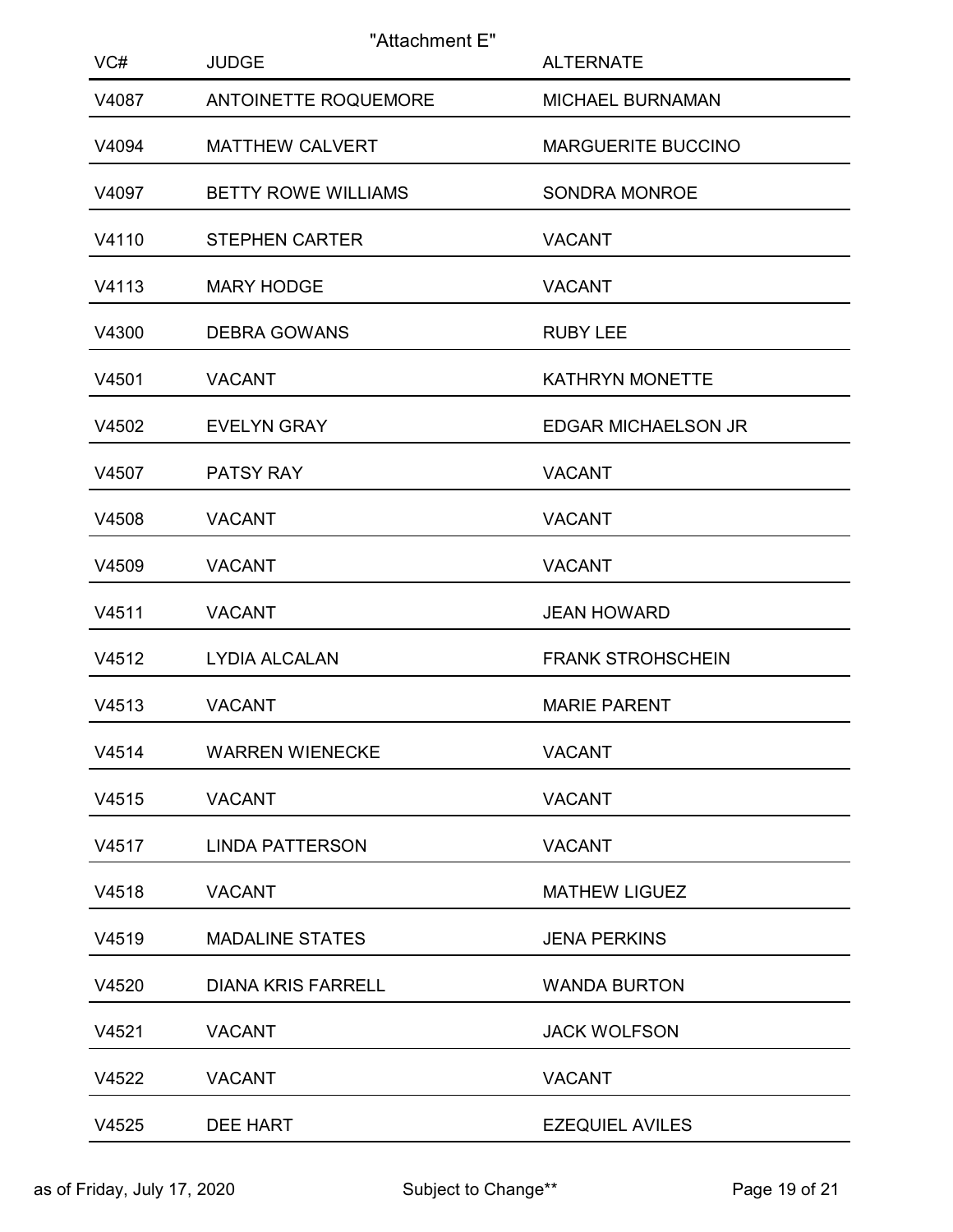"Attachment E"

| VC# | JUDGE | ALTERNATE |
|---|---|---|
| V4087 | ANTOINETTE ROQUEMORE | MICHAEL BURNAMAN |
| V4094 | MATTHEW CALVERT | MARGUERITE BUCCINO |
| V4097 | BETTY ROWE WILLIAMS | SONDRA MONROE |
| V4110 | STEPHEN CARTER | VACANT |
| V4113 | MARY HODGE | VACANT |
| V4300 | DEBRA GOWANS | RUBY LEE |
| V4501 | VACANT | KATHRYN MONETTE |
| V4502 | EVELYN GRAY | EDGAR MICHAELSON JR |
| V4507 | PATSY RAY | VACANT |
| V4508 | VACANT | VACANT |
| V4509 | VACANT | VACANT |
| V4511 | VACANT | JEAN HOWARD |
| V4512 | LYDIA ALCALAN | FRANK STROHSCHEIN |
| V4513 | VACANT | MARIE PARENT |
| V4514 | WARREN WIENECKE | VACANT |
| V4515 | VACANT | VACANT |
| V4517 | LINDA PATTERSON | VACANT |
| V4518 | VACANT | MATHEW LIGUEZ |
| V4519 | MADALINE STATES | JENA PERKINS |
| V4520 | DIANA KRIS FARRELL | WANDA BURTON |
| V4521 | VACANT | JACK WOLFSON |
| V4522 | VACANT | VACANT |
| V4525 | DEE HART | EZEQUIEL AVILES |

as of Friday, July 17, 2020 Subject to Change**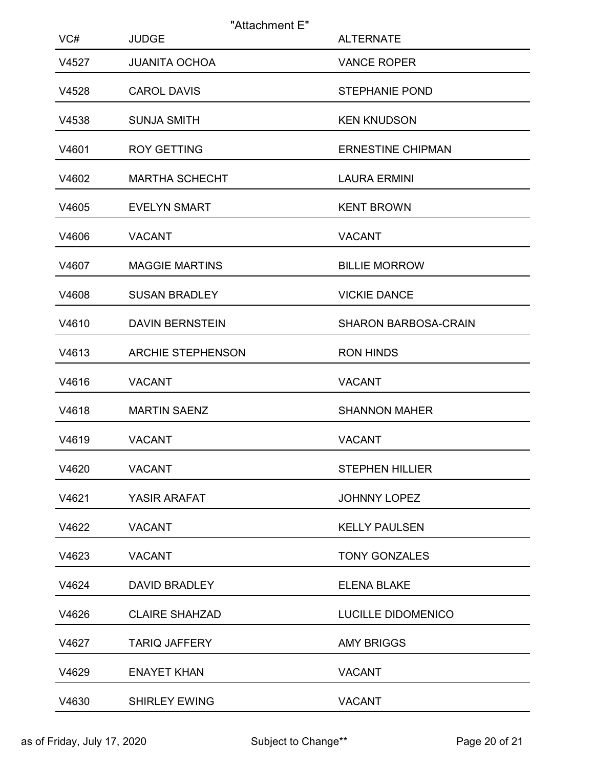"Attachment E"

| VC# | JUDGE | ALTERNATE |
|---|---|---|
| V4527 | JUANITA OCHOA | VANCE ROPER |
| V4528 | CAROL DAVIS | STEPHANIE POND |
| V4538 | SUNJA SMITH | KEN KNUDSON |
| V4601 | ROY GETTING | ERNESTINE CHIPMAN |
| V4602 | MARTHA SCHECHT | LAURA ERMINI |
| V4605 | EVELYN SMART | KENT BROWN |
| V4606 | VACANT | VACANT |
| V4607 | MAGGIE MARTINS | BILLIE MORROW |
| V4608 | SUSAN BRADLEY | VICKIE DANCE |
| V4610 | DAVIN BERNSTEIN | SHARON BARBOSA-CRAIN |
| V4613 | ARCHIE STEPHENSON | RON HINDS |
| V4616 | VACANT | VACANT |
| V4618 | MARTIN SAENZ | SHANNON MAHER |
| V4619 | VACANT | VACANT |
| V4620 | VACANT | STEPHEN HILLIER |
| V4621 | YASIR ARAFAT | JOHNNY LOPEZ |
| V4622 | VACANT | KELLY PAULSEN |
| V4623 | VACANT | TONY GONZALES |
| V4624 | DAVID BRADLEY | ELENA BLAKE |
| V4626 | CLAIRE SHAHZAD | LUCILLE DIDOMENICO |
| V4627 | TARIQ JAFFERY | AMY BRIGGS |
| V4629 | ENAYET KHAN | VACANT |
| V4630 | SHIRLEY EWING | VACANT |

as of Friday, July 17, 2020 Subject to Change**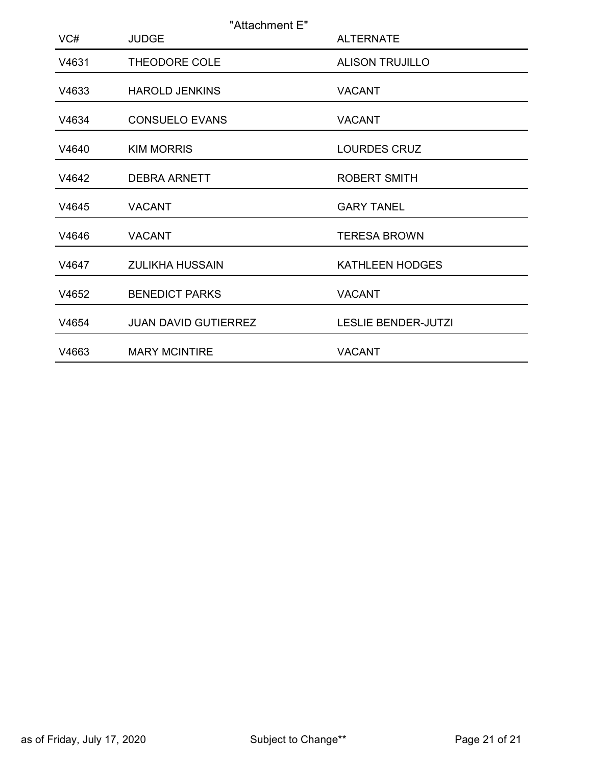"Attachment E"

| VC# | JUDGE | ALTERNATE |
|---|---|---|
| V4631 | THEODORE COLE | ALISON TRUJILLO |
| V4633 | HAROLD JENKINS | VACANT |
| V4634 | CONSUELO EVANS | VACANT |
| V4640 | KIM MORRIS | LOURDES CRUZ |
| V4642 | DEBRA ARNETT | ROBERT SMITH |
| V4645 | VACANT | GARY TANEL |
| V4646 | VACANT | TERESA BROWN |
| V4647 | ZULIKHA HUSSAIN | KATHLEEN HODGES |
| V4652 | BENEDICT PARKS | VACANT |
| V4654 | JUAN DAVID GUTIERREZ | LESLIE BENDER-JUTZI |
| V4663 | MARY MCINTIRE | VACANT |

as of Friday, July 17, 2020 Subject to Change**